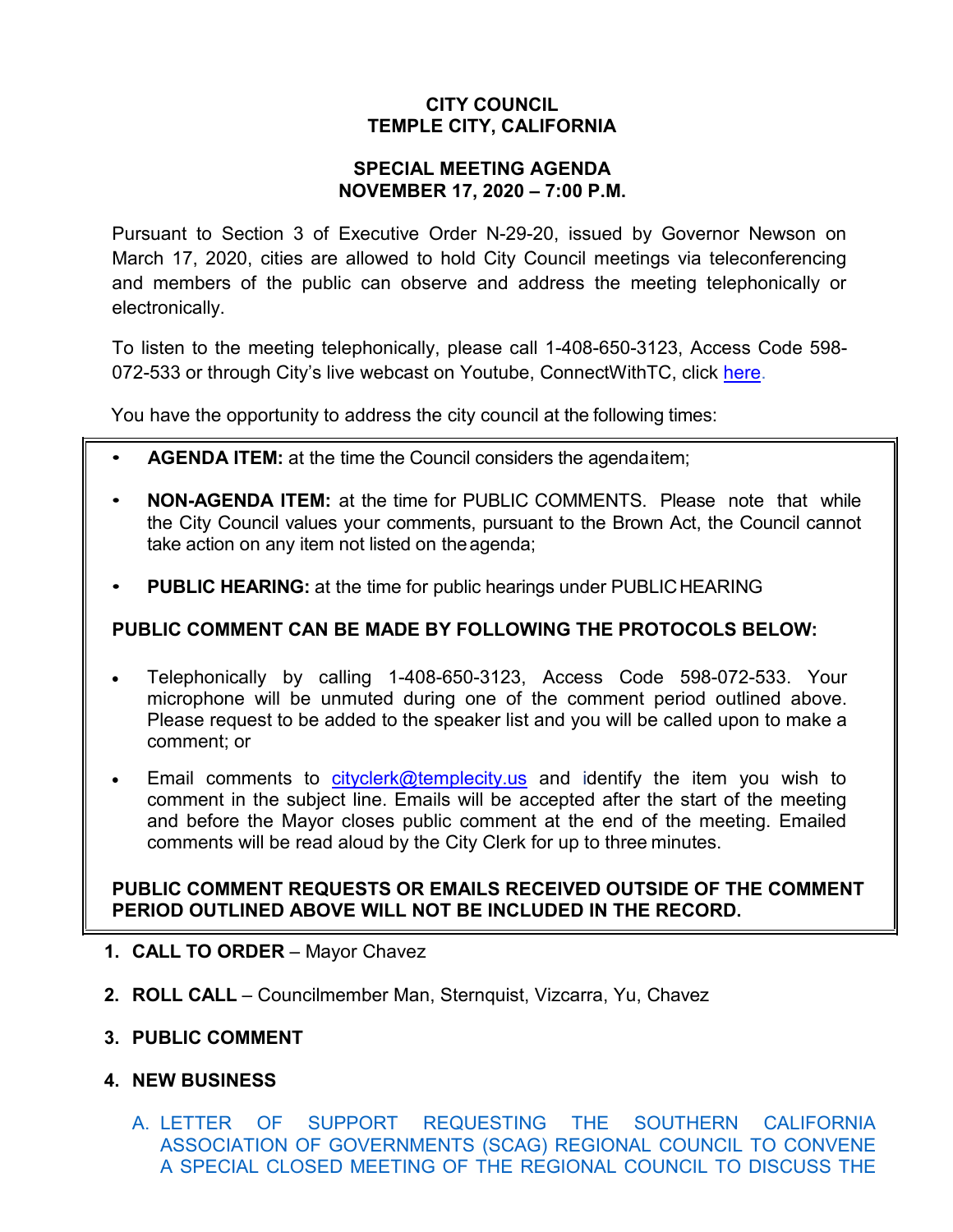# CITY COUNCIL
# TEMPLE CITY, CALIFORNIA

## SPECIAL MEETING AGENDA
## NOVEMBER 17, 2020 – 7:00 P.M.

Pursuant to Section 3 of Executive Order N-29-20, issued by Governor Newson on March 17, 2020, cities are allowed to hold City Council meetings via teleconferencing and members of the public can observe and address the meeting telephonically or electronically.

To listen to the meeting telephonically, please call 1-408-650-3123, Access Code 598-072-533 or through City's live webcast on Youtube, ConnectWithTC, click here.

You have the opportunity to address the city council at the following times:

- **AGENDA ITEM:** at the time the Council considers the agenda item;
- **NON-AGENDA ITEM:** at the time for PUBLIC COMMENTS. Please note that while the City Council values your comments, pursuant to the Brown Act, the Council cannot take action on any item not listed on the agenda;
- **PUBLIC HEARING:** at the time for public hearings under PUBLIC HEARING

**PUBLIC COMMENT CAN BE MADE BY FOLLOWING THE PROTOCOLS BELOW:**

- Telephonically by calling 1-408-650-3123, Access Code 598-072-533. Your microphone will be unmuted during one of the comment period outlined above. Please request to be added to the speaker list and you will be called upon to make a comment; or
- Email comments to cityclerk@templecity.us and identify the item you wish to comment in the subject line. Emails will be accepted after the start of the meeting and before the Mayor closes public comment at the end of the meeting. Emailed comments will be read aloud by the City Clerk for up to three minutes.

**PUBLIC COMMENT REQUESTS OR EMAILS RECEIVED OUTSIDE OF THE COMMENT PERIOD OUTLINED ABOVE WILL NOT BE INCLUDED IN THE RECORD.**

1. **CALL TO ORDER** – Mayor Chavez
2. **ROLL CALL** – Councilmember Man, Sternquist, Vizcarra, Yu, Chavez
3. **PUBLIC COMMENT**
4. **NEW BUSINESS**

   A. LETTER OF SUPPORT REQUESTING THE SOUTHERN CALIFORNIA ASSOCIATION OF GOVERNMENTS (SCAG) REGIONAL COUNCIL TO CONVENE A SPECIAL CLOSED MEETING OF THE REGIONAL COUNCIL TO DISCUSS THE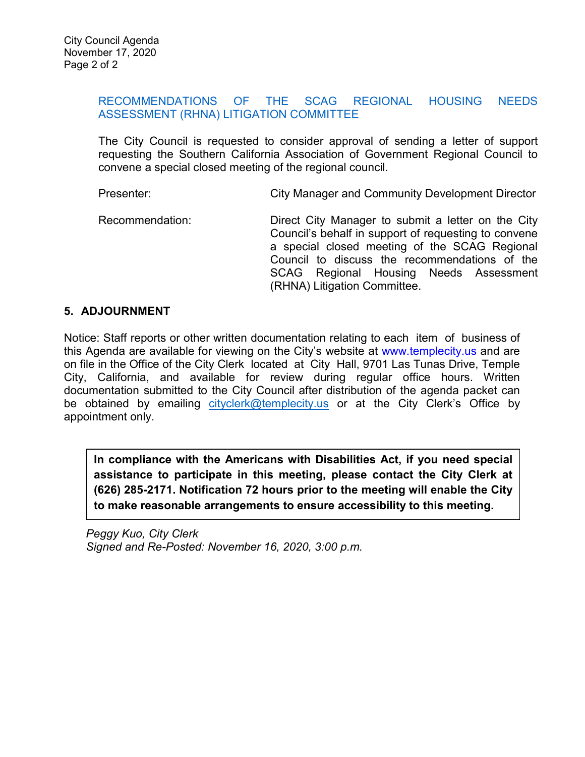### RECOMMENDATIONS OF THE SCAG REGIONAL HOUSING NEEDS ASSESSMENT (RHNA) LITIGATION COMMITTEE

The City Council is requested to consider approval of sending a letter of support requesting the Southern California Association of Government Regional Council to convene a special closed meeting of the regional council.

| | |
|---|---|
| Presenter: | City Manager and Community Development Director |
| Recommendation: | Direct City Manager to submit a letter on the City Council's behalf in support of requesting to convene a special closed meeting of the SCAG Regional Council to discuss the recommendations of the SCAG Regional Housing Needs Assessment (RHNA) Litigation Committee. |

## 5. ADJOURNMENT

Notice: Staff reports or other written documentation relating to each item of business of this Agenda are available for viewing on the City's website at www.templecity.us and are on file in the Office of the City Clerk located at City Hall, 9701 Las Tunas Drive, Temple City, California, and available for review during regular office hours. Written documentation submitted to the City Council after distribution of the agenda packet can be obtained by emailing cityclerk@templecity.us or at the City Clerk's Office by appointment only.

**In compliance with the Americans with Disabilities Act, if you need special assistance to participate in this meeting, please contact the City Clerk at (626) 285-2171. Notification 72 hours prior to the meeting will enable the City to make reasonable arrangements to ensure accessibility to this meeting.**

*Peggy Kuo, City Clerk*
*Signed and Re-Posted: November 16, 2020, 3:00 p.m.*